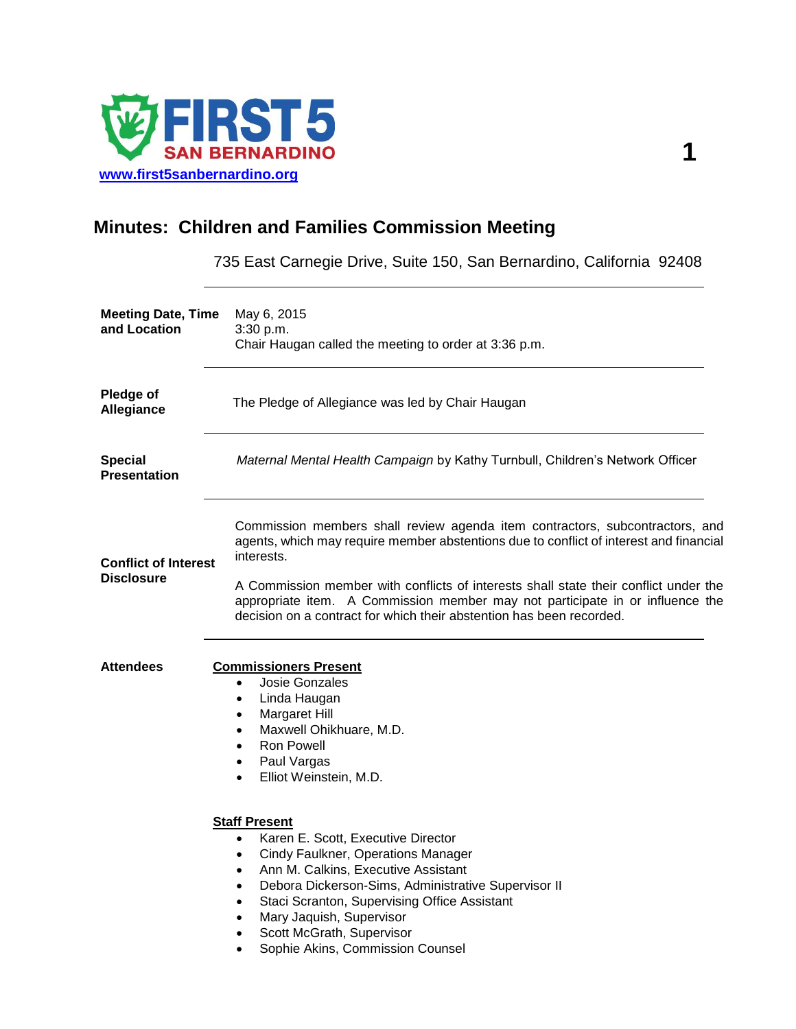FIRST 5 SAN BERNARDINO

www.first5sanbernardino.org

# Minutes: Children and Families Commission Meeting

735 East Carnegie Drive, Suite 150, San Bernardino, California 92408

| | |
|---|---|
| **Meeting Date, Time and Location** | May 6, 2015<br>3:30 p.m.<br>Chair Haugan called the meeting to order at 3:36 p.m. |
| **Pledge of Allegiance** | The Pledge of Allegiance was led by Chair Haugan |
| **Special Presentation** | *Maternal Mental Health Campaign* by Kathy Turnbull, Children's Network Officer |
| **Conflict of Interest Disclosure** | Commission members shall review agenda item contractors, subcontractors, and agents, which may require member abstentions due to conflict of interest and financial interests.<br><br>A Commission member with conflicts of interests shall state their conflict under the appropriate item. A Commission member may not participate in or influence the decision on a contract for which their abstention has been recorded. |

**Attendees**

**Commissioners Present**

- Josie Gonzales
- Linda Haugan
- Margaret Hill
- Maxwell Ohikhuare, M.D.
- Ron Powell
- Paul Vargas
- Elliot Weinstein, M.D.

**Staff Present**

- Karen E. Scott, Executive Director
- Cindy Faulkner, Operations Manager
- Ann M. Calkins, Executive Assistant
- Debora Dickerson-Sims, Administrative Supervisor II
- Staci Scranton, Supervising Office Assistant
- Mary Jaquish, Supervisor
- Scott McGrath, Supervisor
- Sophie Akins, Commission Counsel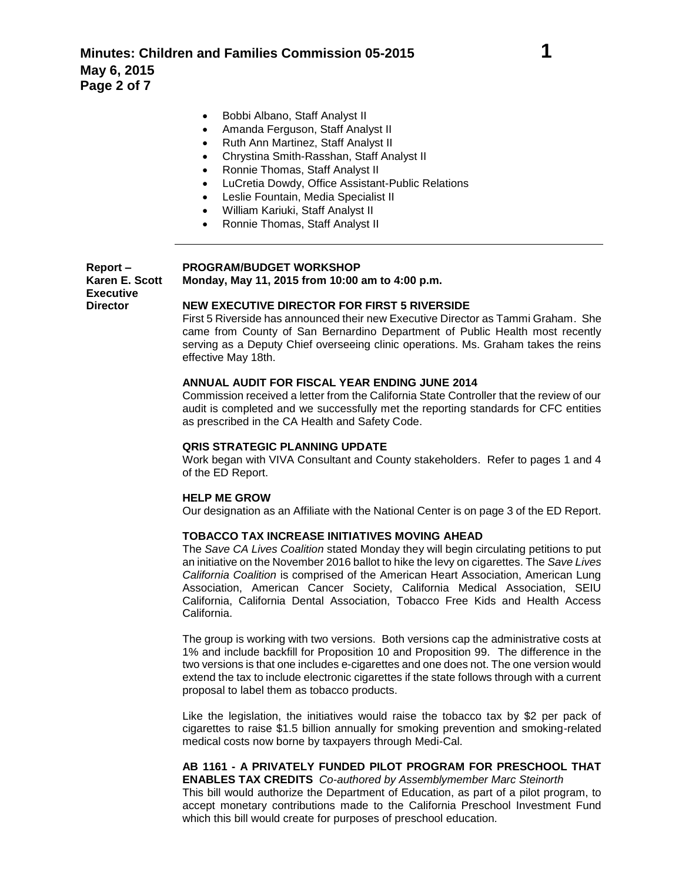- Bobbi Albano, Staff Analyst II
- Amanda Ferguson, Staff Analyst II
- Ruth Ann Martinez, Staff Analyst II
- Chrystina Smith-Rasshan, Staff Analyst II
- Ronnie Thomas, Staff Analyst II
- LuCretia Dowdy, Office Assistant-Public Relations
- Leslie Fountain, Media Specialist II
- William Kariuki, Staff Analyst II
- Ronnie Thomas, Staff Analyst II

---

**Report – Karen E. Scott Executive Director**

**PROGRAM/BUDGET WORKSHOP**
**Monday, May 11, 2015 from 10:00 am to 4:00 p.m.**

**NEW EXECUTIVE DIRECTOR FOR FIRST 5 RIVERSIDE**

First 5 Riverside has announced their new Executive Director as Tammi Graham. She came from County of San Bernardino Department of Public Health most recently serving as a Deputy Chief overseeing clinic operations. Ms. Graham takes the reins effective May 18th.

**ANNUAL AUDIT FOR FISCAL YEAR ENDING JUNE 2014**

Commission received a letter from the California State Controller that the review of our audit is completed and we successfully met the reporting standards for CFC entities as prescribed in the CA Health and Safety Code.

**QRIS STRATEGIC PLANNING UPDATE**

Work began with VIVA Consultant and County stakeholders. Refer to pages 1 and 4 of the ED Report.

**HELP ME GROW**

Our designation as an Affiliate with the National Center is on page 3 of the ED Report.

**TOBACCO TAX INCREASE INITIATIVES MOVING AHEAD**

The *Save CA Lives Coalition* stated Monday they will begin circulating petitions to put an initiative on the November 2016 ballot to hike the levy on cigarettes. The *Save Lives California Coalition* is comprised of the American Heart Association, American Lung Association, American Cancer Society, California Medical Association, SEIU California, California Dental Association, Tobacco Free Kids and Health Access California.

The group is working with two versions. Both versions cap the administrative costs at 1% and include backfill for Proposition 10 and Proposition 99. The difference in the two versions is that one includes e-cigarettes and one does not. The one version would extend the tax to include electronic cigarettes if the state follows through with a current proposal to label them as tobacco products.

Like the legislation, the initiatives would raise the tobacco tax by $2 per pack of cigarettes to raise $1.5 billion annually for smoking prevention and smoking-related medical costs now borne by taxpayers through Medi-Cal.

**AB 1161 - A PRIVATELY FUNDED PILOT PROGRAM FOR PRESCHOOL THAT ENABLES TAX CREDITS** *Co-authored by Assemblymember Marc Steinorth*

This bill would authorize the Department of Education, as part of a pilot program, to accept monetary contributions made to the California Preschool Investment Fund which this bill would create for purposes of preschool education.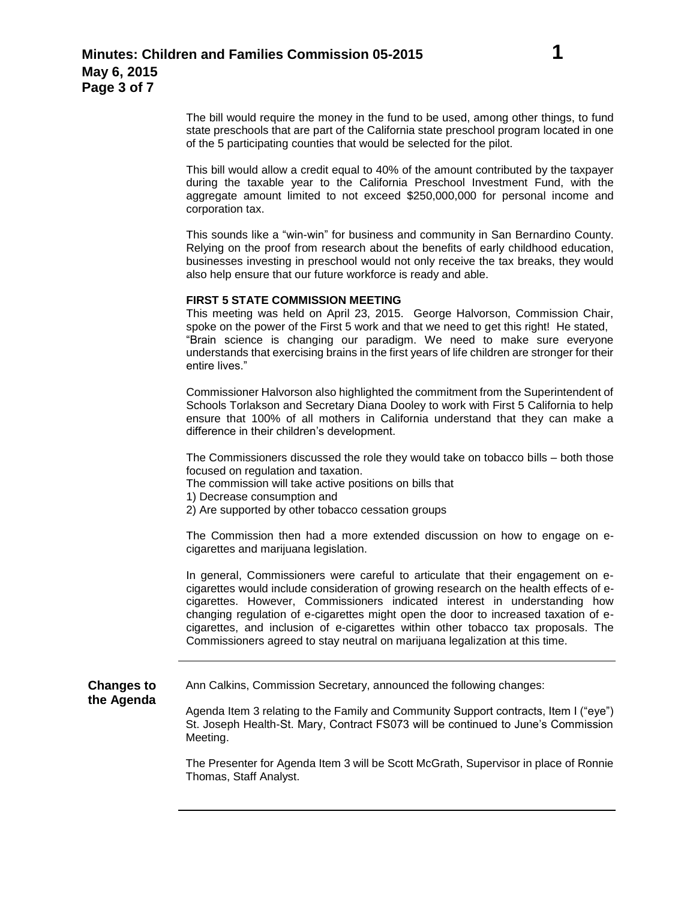The bill would require the money in the fund to be used, among other things, to fund state preschools that are part of the California state preschool program located in one of the 5 participating counties that would be selected for the pilot.

This bill would allow a credit equal to 40% of the amount contributed by the taxpayer during the taxable year to the California Preschool Investment Fund, with the aggregate amount limited to not exceed $250,000,000 for personal income and corporation tax.

This sounds like a "win-win" for business and community in San Bernardino County. Relying on the proof from research about the benefits of early childhood education, businesses investing in preschool would not only receive the tax breaks, they would also help ensure that our future workforce is ready and able.

**FIRST 5 STATE COMMISSION MEETING**

This meeting was held on April 23, 2015. George Halvorson, Commission Chair, spoke on the power of the First 5 work and that we need to get this right! He stated, "Brain science is changing our paradigm. We need to make sure everyone understands that exercising brains in the first years of life children are stronger for their entire lives."

Commissioner Halvorson also highlighted the commitment from the Superintendent of Schools Torlakson and Secretary Diana Dooley to work with First 5 California to help ensure that 100% of all mothers in California understand that they can make a difference in their children's development.

The Commissioners discussed the role they would take on tobacco bills – both those focused on regulation and taxation.

The commission will take active positions on bills that

1) Decrease consumption and
2) Are supported by other tobacco cessation groups

The Commission then had a more extended discussion on how to engage on e-cigarettes and marijuana legislation.

In general, Commissioners were careful to articulate that their engagement on e-cigarettes would include consideration of growing research on the health effects of e-cigarettes. However, Commissioners indicated interest in understanding how changing regulation of e-cigarettes might open the door to increased taxation of e-cigarettes, and inclusion of e-cigarettes within other tobacco tax proposals. The Commissioners agreed to stay neutral on marijuana legalization at this time.

---

**Changes to the Agenda**

Ann Calkins, Commission Secretary, announced the following changes:

Agenda Item 3 relating to the Family and Community Support contracts, Item I ("eye") St. Joseph Health-St. Mary, Contract FS073 will be continued to June's Commission Meeting.

The Presenter for Agenda Item 3 will be Scott McGrath, Supervisor in place of Ronnie Thomas, Staff Analyst.

---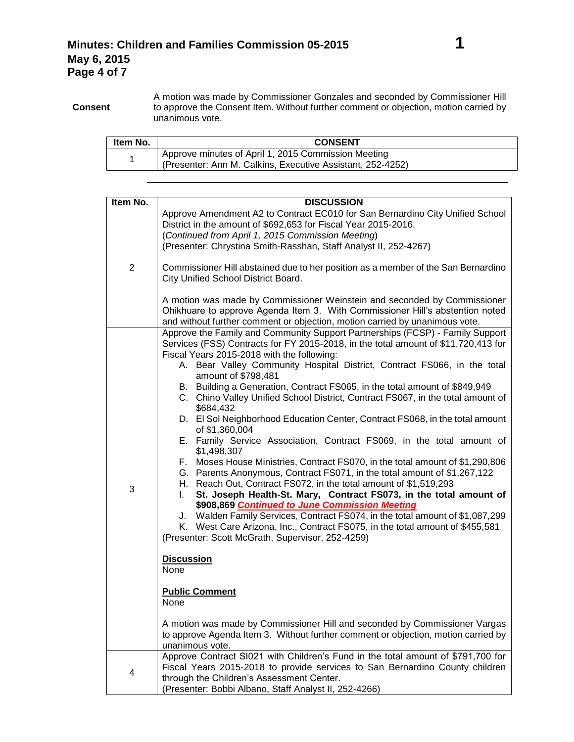**Consent**

A motion was made by Commissioner Gonzales and seconded by Commissioner Hill to approve the Consent Item. Without further comment or objection, motion carried by unanimous vote.

| Item No. | CONSENT |
|---|---|
| 1 | Approve minutes of April 1, 2015 Commission Meeting<br>(Presenter: Ann M. Calkins, Executive Assistant, 252-4252) |

---

| Item No. | DISCUSSION |
|---|---|
| 2 | Approve Amendment A2 to Contract EC010 for San Bernardino City Unified School District in the amount of $692,653 for Fiscal Year 2015-2016.<br>(*Continued from April 1, 2015 Commission Meeting*)<br>(Presenter: Chrystina Smith-Rasshan, Staff Analyst II, 252-4267)<br><br>Commissioner Hill abstained due to her position as a member of the San Bernardino City Unified School District Board.<br><br>A motion was made by Commissioner Weinstein and seconded by Commissioner Ohikhuare to approve Agenda Item 3. With Commissioner Hill's abstention noted and without further comment or objection, motion carried by unanimous vote. |
| 3 | Approve the Family and Community Support Partnerships (FCSP) - Family Support Services (FSS) Contracts for FY 2015-2018, in the total amount of $11,720,413 for Fiscal Years 2015-2018 with the following:<br>A. Bear Valley Community Hospital District, Contract FS066, in the total amount of $798,481<br>B. Building a Generation, Contract FS065, in the total amount of $849,949<br>C. Chino Valley Unified School District, Contract FS067, in the total amount of $684,432<br>D. El Sol Neighborhood Education Center, Contract FS068, in the total amount of $1,360,004<br>E. Family Service Association, Contract FS069, in the total amount of $1,498,307<br>F. Moses House Ministries, Contract FS070, in the total amount of $1,290,806<br>G. Parents Anonymous, Contract FS071, in the total amount of $1,267,122<br>H. Reach Out, Contract FS072, in the total amount of $1,519,293<br>I. **St. Joseph Health-St. Mary, Contract FS073, in the total amount of $908,869** ***Continued to June Commission Meeting***<br>J. Walden Family Services, Contract FS074, in the total amount of $1,087,299<br>K. West Care Arizona, Inc., Contract FS075, in the total amount of $455,581<br>(Presenter: Scott McGrath, Supervisor, 252-4259)<br><br>**Discussion**<br>None<br><br>**Public Comment**<br>None<br><br>A motion was made by Commissioner Hill and seconded by Commissioner Vargas to approve Agenda Item 3. Without further comment or objection, motion carried by unanimous vote. |
| 4 | Approve Contract SI021 with Children's Fund in the total amount of $791,700 for Fiscal Years 2015-2018 to provide services to San Bernardino County children through the Children's Assessment Center.<br>(Presenter: Bobbi Albano, Staff Analyst II, 252-4266) |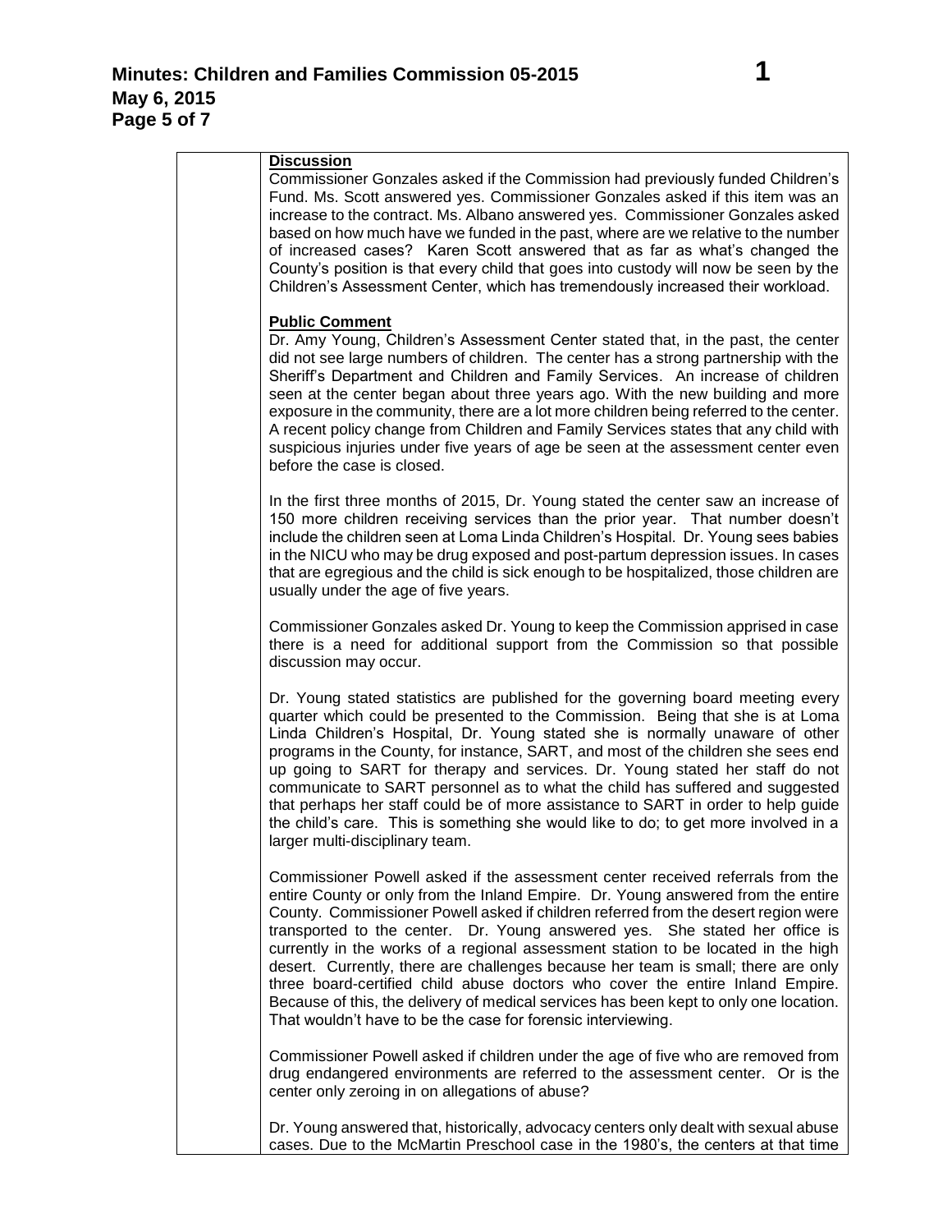**Discussion**

Commissioner Gonzales asked if the Commission had previously funded Children's Fund. Ms. Scott answered yes. Commissioner Gonzales asked if this item was an increase to the contract. Ms. Albano answered yes. Commissioner Gonzales asked based on how much have we funded in the past, where are we relative to the number of increased cases? Karen Scott answered that as far as what's changed the County's position is that every child that goes into custody will now be seen by the Children's Assessment Center, which has tremendously increased their workload.

**Public Comment**

Dr. Amy Young, Children's Assessment Center stated that, in the past, the center did not see large numbers of children. The center has a strong partnership with the Sheriff's Department and Children and Family Services. An increase of children seen at the center began about three years ago. With the new building and more exposure in the community, there are a lot more children being referred to the center. A recent policy change from Children and Family Services states that any child with suspicious injuries under five years of age be seen at the assessment center even before the case is closed.

In the first three months of 2015, Dr. Young stated the center saw an increase of 150 more children receiving services than the prior year. That number doesn't include the children seen at Loma Linda Children's Hospital. Dr. Young sees babies in the NICU who may be drug exposed and post-partum depression issues. In cases that are egregious and the child is sick enough to be hospitalized, those children are usually under the age of five years.

Commissioner Gonzales asked Dr. Young to keep the Commission apprised in case there is a need for additional support from the Commission so that possible discussion may occur.

Dr. Young stated statistics are published for the governing board meeting every quarter which could be presented to the Commission. Being that she is at Loma Linda Children's Hospital, Dr. Young stated she is normally unaware of other programs in the County, for instance, SART, and most of the children she sees end up going to SART for therapy and services. Dr. Young stated her staff do not communicate to SART personnel as to what the child has suffered and suggested that perhaps her staff could be of more assistance to SART in order to help guide the child's care. This is something she would like to do; to get more involved in a larger multi-disciplinary team.

Commissioner Powell asked if the assessment center received referrals from the entire County or only from the Inland Empire. Dr. Young answered from the entire County. Commissioner Powell asked if children referred from the desert region were transported to the center. Dr. Young answered yes. She stated her office is currently in the works of a regional assessment station to be located in the high desert. Currently, there are challenges because her team is small; there are only three board-certified child abuse doctors who cover the entire Inland Empire. Because of this, the delivery of medical services has been kept to only one location. That wouldn't have to be the case for forensic interviewing.

Commissioner Powell asked if children under the age of five who are removed from drug endangered environments are referred to the assessment center. Or is the center only zeroing in on allegations of abuse?

Dr. Young answered that, historically, advocacy centers only dealt with sexual abuse cases. Due to the McMartin Preschool case in the 1980's, the centers at that time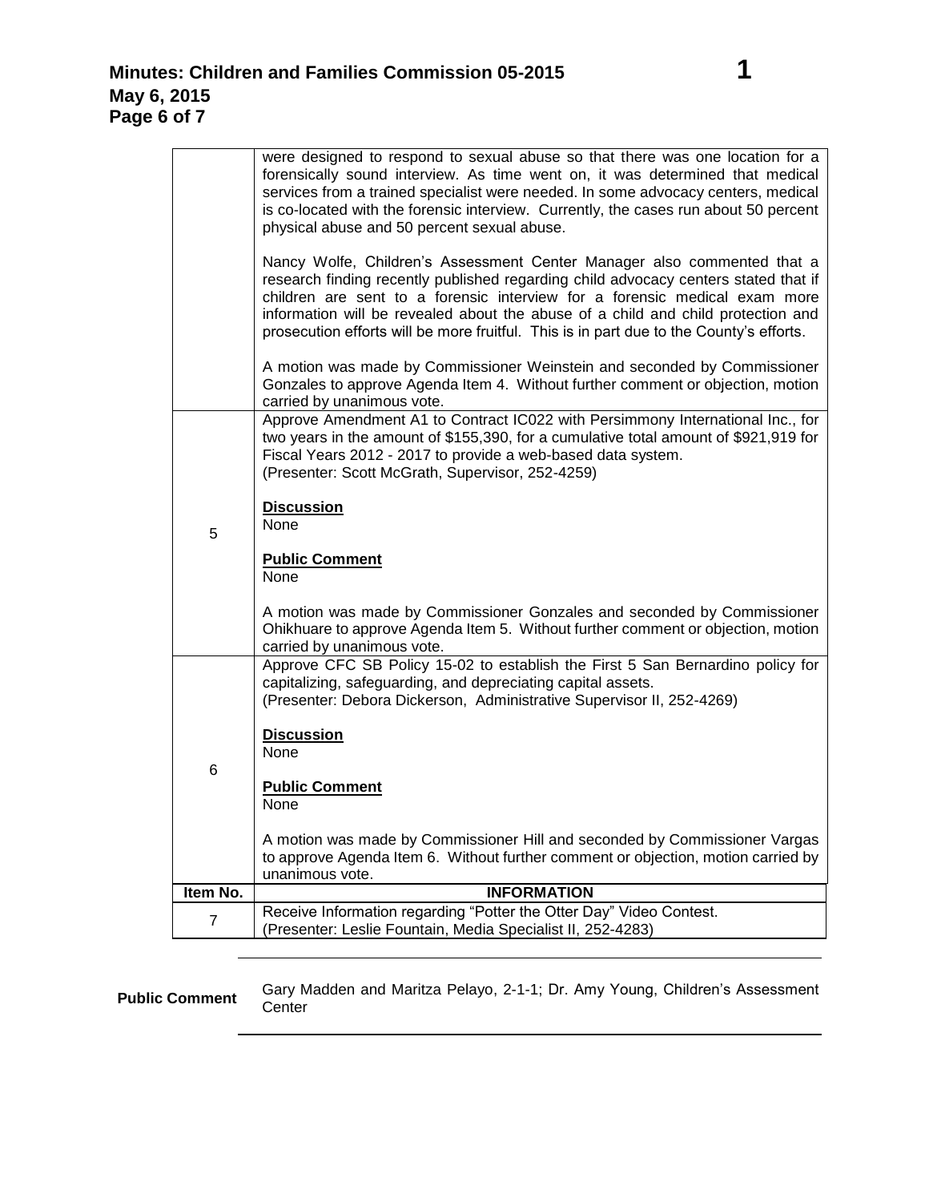| | |
|---|---|
| | were designed to respond to sexual abuse so that there was one location for a forensically sound interview. As time went on, it was determined that medical services from a trained specialist were needed. In some advocacy centers, medical is co-located with the forensic interview. Currently, the cases run about 50 percent physical abuse and 50 percent sexual abuse.<br><br>Nancy Wolfe, Children's Assessment Center Manager also commented that a research finding recently published regarding child advocacy centers stated that if children are sent to a forensic interview for a forensic medical exam more information will be revealed about the abuse of a child and child protection and prosecution efforts will be more fruitful. This is in part due to the County's efforts.<br><br>A motion was made by Commissioner Weinstein and seconded by Commissioner Gonzales to approve Agenda Item 4. Without further comment or objection, motion carried by unanimous vote. |
| 5 | Approve Amendment A1 to Contract IC022 with Persimmony International Inc., for two years in the amount of $155,390, for a cumulative total amount of $921,919 for Fiscal Years 2012 - 2017 to provide a web-based data system.<br>(Presenter: Scott McGrath, Supervisor, 252-4259)<br><br>**Discussion**<br>None<br><br>**Public Comment**<br>None<br><br>A motion was made by Commissioner Gonzales and seconded by Commissioner Ohikhuare to approve Agenda Item 5. Without further comment or objection, motion carried by unanimous vote. |
| 6 | Approve CFC SB Policy 15-02 to establish the First 5 San Bernardino policy for capitalizing, safeguarding, and depreciating capital assets.<br>(Presenter: Debora Dickerson, Administrative Supervisor II, 252-4269)<br><br>**Discussion**<br>None<br><br>**Public Comment**<br>None<br><br>A motion was made by Commissioner Hill and seconded by Commissioner Vargas to approve Agenda Item 6. Without further comment or objection, motion carried by unanimous vote. |
| **Item No.** | **INFORMATION** |
| 7 | Receive Information regarding "Potter the Otter Day" Video Contest.<br>(Presenter: Leslie Fountain, Media Specialist II, 252-4283) |

**Public Comment**

Gary Madden and Maritza Pelayo, 2-1-1; Dr. Amy Young, Children's Assessment Center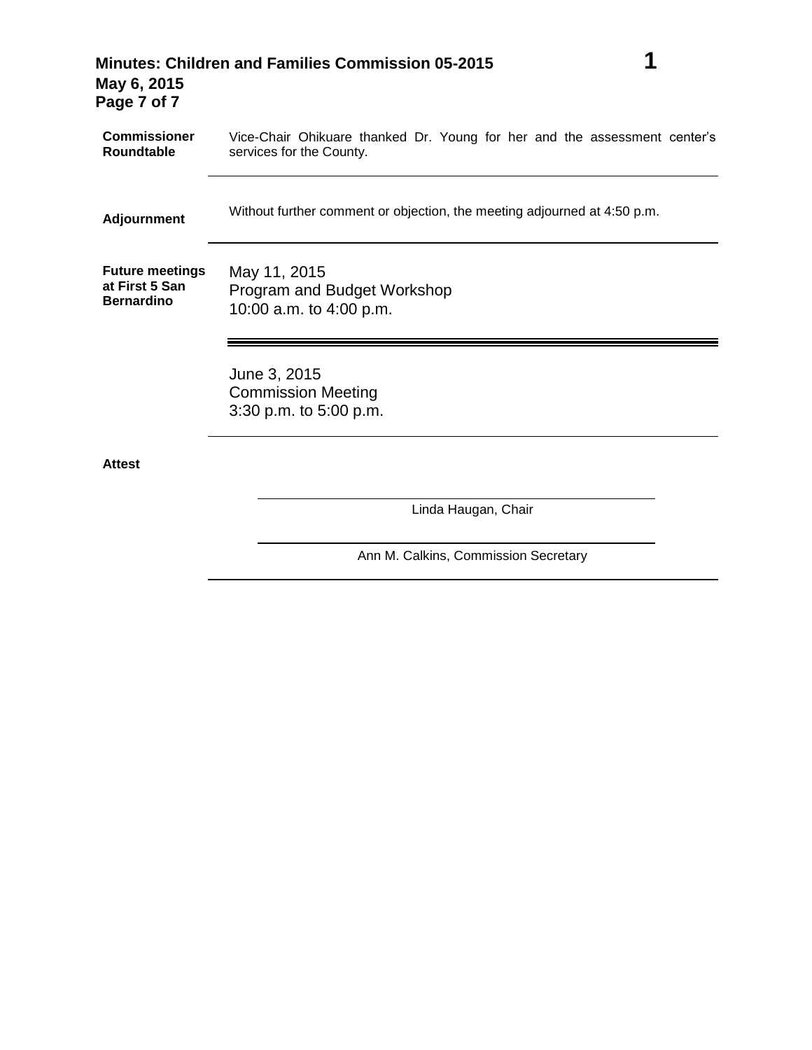**Commissioner Roundtable**

Vice-Chair Ohikuare thanked Dr. Young for her and the assessment center's services for the County.

---

**Adjournment**

Without further comment or objection, the meeting adjourned at 4:50 p.m.

---

**Future meetings at First 5 San Bernardino**

May 11, 2015
Program and Budget Workshop
10:00 a.m. to 4:00 p.m.

---

June 3, 2015
Commission Meeting
3:30 p.m. to 5:00 p.m.

---

**Attest**

\_\_\_\_\_\_\_\_\_\_\_\_\_\_\_\_\_\_\_\_\_\_\_\_\_\_\_\_\_\_\_\_\_\_\_\_\_\_\_\_
Linda Haugan, Chair

\_\_\_\_\_\_\_\_\_\_\_\_\_\_\_\_\_\_\_\_\_\_\_\_\_\_\_\_\_\_\_\_\_\_\_\_\_\_\_\_
Ann M. Calkins, Commission Secretary